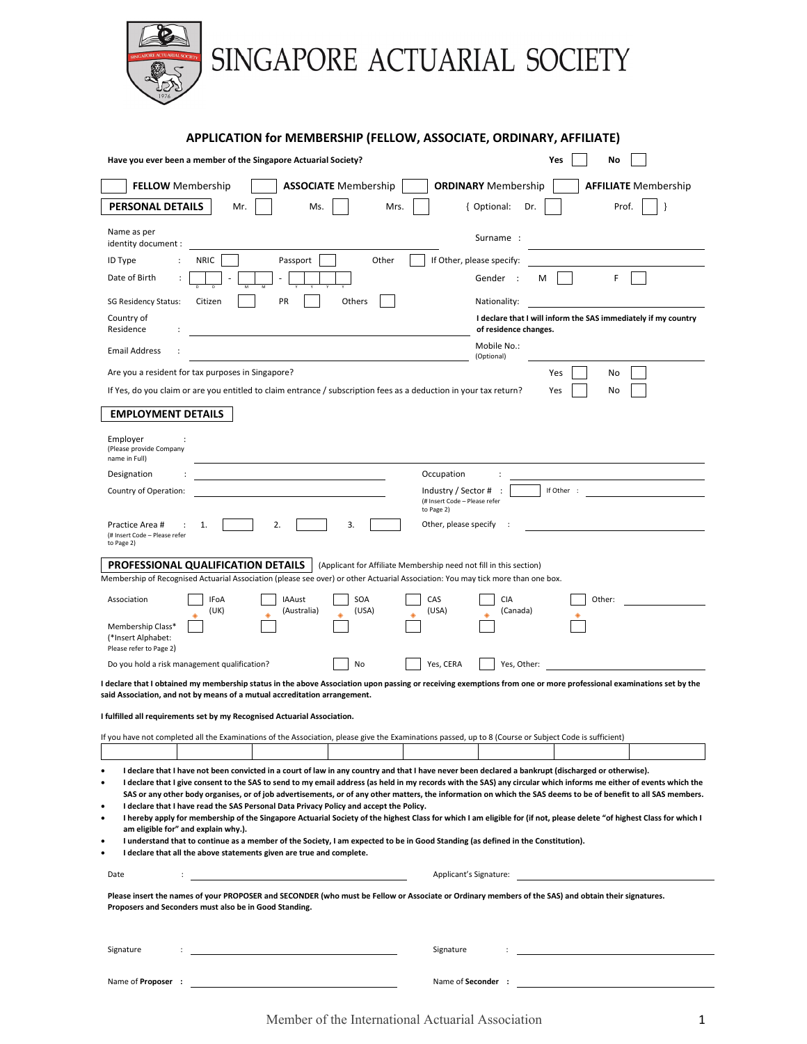# SINGAPORE ACTUARIAL SOCIETY

## APPLICATION for MEMBERSHIP (FELLOW, ASSOCIATE, ORDINARY, AFFILIATE)

**Have you ever been a member of the Singapore Actuarial Society?** **Yes** ☐ **No** ☐

☐ **FELLOW** Membership ☐ **ASSOCIATE** Membership ☐ **ORDINARY** Membership ☐ **AFFILIATE** Membership

### PERSONAL DETAILS

Mr. ☐ Ms. ☐ Mrs. ☐ { Optional: Dr. ☐ Prof. ☐ }

Name as per identity document : ______________________ Surname : ______________________

ID Type : NRIC ☐ Passport ☐ Other ☐ If Other, please specify: ______________________

Date of Birth : D D - M M - Y Y Y Y Gender : M ☐ F ☐

SG Residency Status: Citizen ☐ PR ☐ Others ☐ Nationality: ______________________

Country of Residence : ______________________

**I declare that I will inform the SAS immediately if my country of residence changes.**

Email Address : ______________________ Mobile No.: (Optional) ______________________

Are you a resident for tax purposes in Singapore? Yes ☐ No ☐

If Yes, do you claim or are you entitled to claim entrance / subscription fees as a deduction in your tax return? Yes ☐ No ☐

### EMPLOYMENT DETAILS

Employer : (Please provide Company name in Full) ______________________

Designation : ______________________ Occupation : ______________________

Country of Operation: ______________________ Industry / Sector # : ☐ If Other : ______________________ (# Insert Code – Please refer to Page 2)

Practice Area # : 1. ☐ 2. ☐ 3. ☐ Other, please specify : ______________________ (# Insert Code – Please refer to Page 2)

### PROFESSIONAL QUALIFICATION DETAILS

(Applicant for Affiliate Membership need not fill in this section)

Membership of Recognised Actuarial Association (please see over) or other Actuarial Association: You may tick more than one box.

Association ☐ IFoA (UK) ☐ IAAust (Australia) ☐ SOA (USA) ☐ CAS (USA) ☐ CIA (Canada) ☐ Other: ______________________

Membership Class* (*Insert Alphabet: Please refer to Page 2) ☐ ☐ ☐ ☐ ☐ ☐

Do you hold a risk management qualification? ☐ No ☐ Yes, CERA ☐ Yes, Other: ______________________

**I declare that I obtained my membership status in the above Association upon passing or receiving exemptions from one or more professional examinations set by the said Association, and not by means of a mutual accreditation arrangement.**

**I fulfilled all requirements set by my Recognised Actuarial Association.**

If you have not completed all the Examinations of the Association, please give the Examinations passed, up to 8 (Course or Subject Code is sufficient)

| | | | | | | | |
|---|---|---|---|---|---|---|---|
| | | | | | | | |

- **I declare that I have not been convicted in a court of law in any country and that I have never been declared a bankrupt (discharged or otherwise).**
- **I declare that I give consent to the SAS to send to my email address (as held in my records with the SAS) any circular which informs me either of events which the SAS or any other body organises, or of job advertisements, or of any other matters, the information on which the SAS deems to be of benefit to all SAS members.**
- **I declare that I have read the SAS Personal Data Privacy Policy and accept the Policy.**
- **I hereby apply for membership of the Singapore Actuarial Society of the highest Class for which I am eligible for (if not, please delete "of highest Class for which I am eligible for" and explain why.).**
- **I understand that to continue as a member of the Society, I am expected to be in Good Standing (as defined in the Constitution).**
- **I declare that all the above statements given are true and complete.**

Date : ______________________ Applicant's Signature: ______________________

**Please insert the names of your PROPOSER and SECONDER (who must be Fellow or Associate or Ordinary members of the SAS) and obtain their signatures. Proposers and Seconders must also be in Good Standing.**

Signature : ______________________ Signature : ______________________

Name of **Proposer** : ______________________ Name of **Seconder** : ______________________

Member of the International Actuarial Association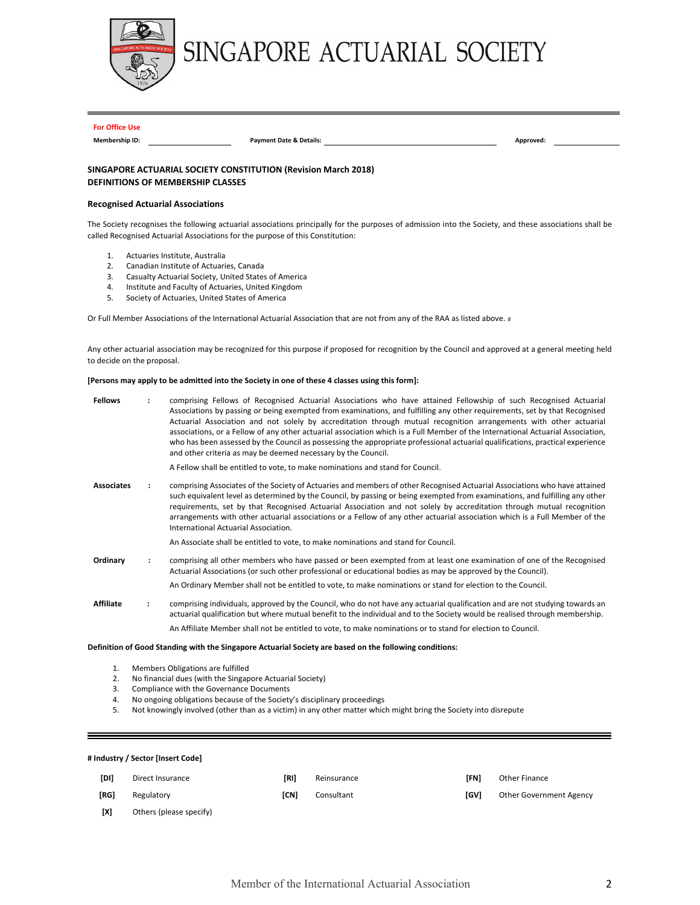# SINGAPORE ACTUARIAL SOCIETY

**For Office Use**

**Membership ID:** ____________ **Payment Date & Details:** ____________ **Approved:** ____________

**SINGAPORE ACTUARIAL SOCIETY CONSTITUTION (Revision March 2018)**
**DEFINITIONS OF MEMBERSHIP CLASSES**

### Recognised Actuarial Associations

The Society recognises the following actuarial associations principally for the purposes of admission into the Society, and these associations shall be called Recognised Actuarial Associations for the purpose of this Constitution:

1. Actuaries Institute, Australia
2. Canadian Institute of Actuaries, Canada
3. Casualty Actuarial Society, United States of America
4. Institute and Faculty of Actuaries, United Kingdom
5. Society of Actuaries, United States of America

Or Full Member Associations of the International Actuarial Association that are not from any of the RAA as listed above. #

Any other actuarial association may be recognized for this purpose if proposed for recognition by the Council and approved at a general meeting held to decide on the proposal.

**[Persons may apply to be admitted into the Society in one of these 4 classes using this form]:**

**Fellows** : comprising Fellows of Recognised Actuarial Associations who have attained Fellowship of such Recognised Actuarial Associations by passing or being exempted from examinations, and fulfilling any other requirements, set by that Recognised Actuarial Association and not solely by accreditation through mutual recognition arrangements with other actuarial associations, or a Fellow of any other actuarial association which is a Full Member of the International Actuarial Association, who has been assessed by the Council as possessing the appropriate professional actuarial qualifications, practical experience and other criteria as may be deemed necessary by the Council.

A Fellow shall be entitled to vote, to make nominations and stand for Council.

**Associates** : comprising Associates of the Society of Actuaries and members of other Recognised Actuarial Associations who have attained such equivalent level as determined by the Council, by passing or being exempted from examinations, and fulfilling any other requirements, set by that Recognised Actuarial Association and not solely by accreditation through mutual recognition arrangements with other actuarial associations or a Fellow of any other actuarial association which is a Full Member of the International Actuarial Association.

An Associate shall be entitled to vote, to make nominations and stand for Council.

**Ordinary** : comprising all other members who have passed or been exempted from at least one examination of one of the Recognised Actuarial Associations (or such other professional or educational bodies as may be approved by the Council).

An Ordinary Member shall not be entitled to vote, to make nominations or stand for election to the Council.

**Affiliate** : comprising individuals, approved by the Council, who do not have any actuarial qualification and are not studying towards an actuarial qualification but where mutual benefit to the individual and to the Society would be realised through membership.

An Affiliate Member shall not be entitled to vote, to make nominations or to stand for election to Council.

**Definition of Good Standing with the Singapore Actuarial Society are based on the following conditions:**

1. Members Obligations are fulfilled
2. No financial dues (with the Singapore Actuarial Society)
3. Compliance with the Governance Documents
4. No ongoing obligations because of the Society's disciplinary proceedings
5. Not knowingly involved (other than as a victim) in any other matter which might bring the Society into disrepute

**# Industry / Sector [Insert Code]**

| | | | | | |
|---|---|---|---|---|---|
| **[DI]** | Direct Insurance | **[RI]** | Reinsurance | **[FN]** | Other Finance |
| **[RG]** | Regulatory | **[CN]** | Consultant | **[GV]** | Other Government Agency |
| **[X]** | Others (please specify) | | | | |

Member of the International Actuarial Association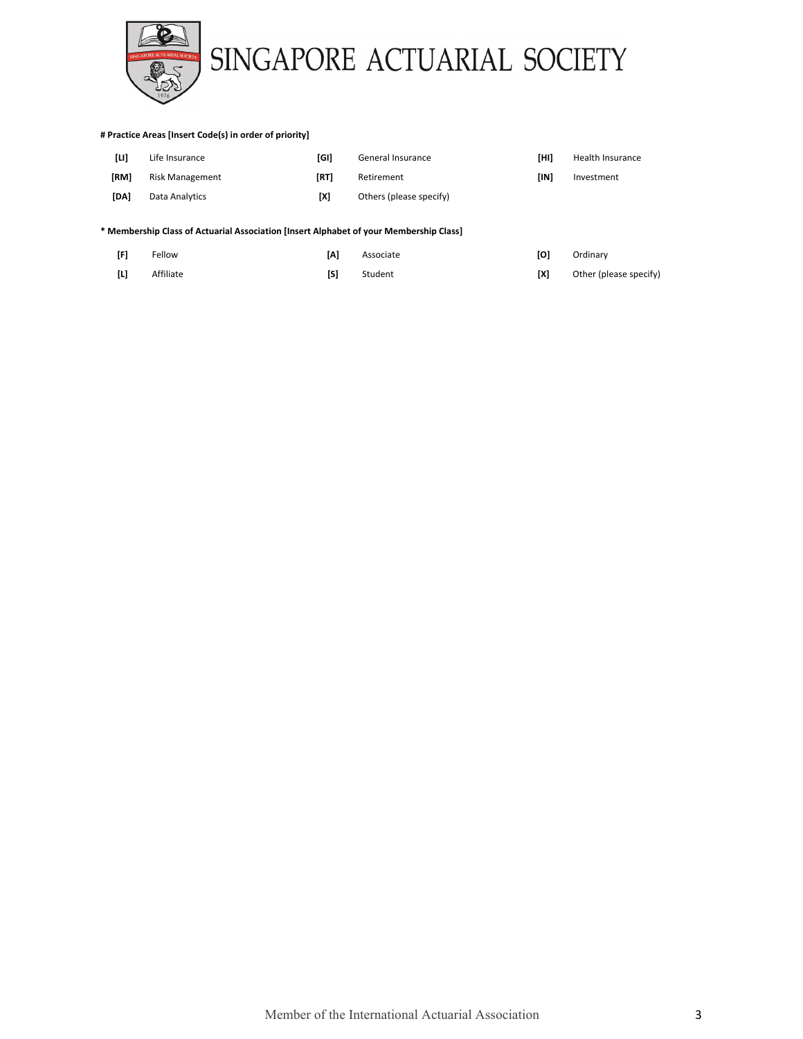# SINGAPORE ACTUARIAL SOCIETY

**# Practice Areas [Insert Code(s) in order of priority]**

| | | | | | |
|---|---|---|---|---|---|
| **[LI]** | Life Insurance | **[GI]** | General Insurance | **[HI]** | Health Insurance |
| **[RM]** | Risk Management | **[RT]** | Retirement | **[IN]** | Investment |
| **[DA]** | Data Analytics | **[X]** | Others (please specify) | | |

**\* Membership Class of Actuarial Association [Insert Alphabet of your Membership Class]**

| | | | | | |
|---|---|---|---|---|---|
| **[F]** | Fellow | **[A]** | Associate | **[O]** | Ordinary |
| **[L]** | Affiliate | **[S]** | Student | **[X]** | Other (please specify) |

Member of the International Actuarial Association